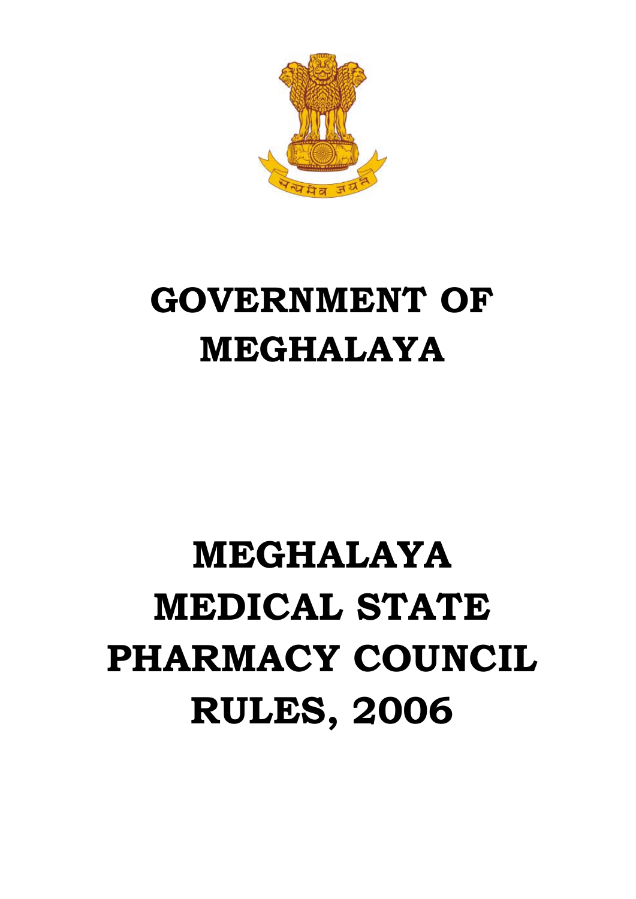# GOVERNMENT OF MEGHALAYA

# MEGHALAYA MEDICAL STATE PHARMACY COUNCIL RULES, 2006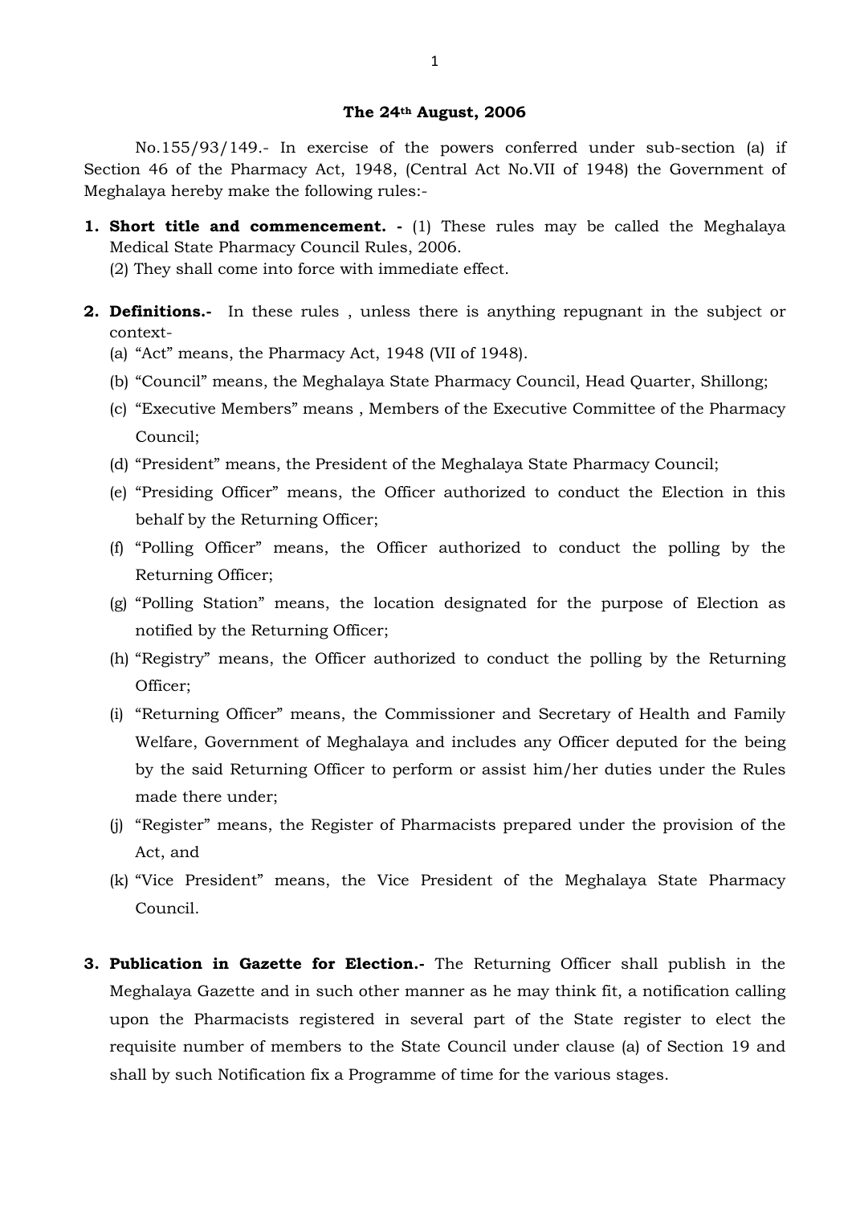**The 24th August, 2006**

No.155/93/149.- In exercise of the powers conferred under sub-section (a) if Section 46 of the Pharmacy Act, 1948, (Central Act No.VII of 1948) the Government of Meghalaya hereby make the following rules:-

1. **Short title and commencement. -** (1) These rules may be called the Meghalaya Medical State Pharmacy Council Rules, 2006.
   (2) They shall come into force with immediate effect.

2. **Definitions.-** In these rules , unless there is anything repugnant in the subject or context-
   (a) "Act" means, the Pharmacy Act, 1948 (VII of 1948).
   (b) "Council" means, the Meghalaya State Pharmacy Council, Head Quarter, Shillong;
   (c) "Executive Members" means , Members of the Executive Committee of the Pharmacy Council;
   (d) "President" means, the President of the Meghalaya State Pharmacy Council;
   (e) "Presiding Officer" means, the Officer authorized to conduct the Election in this behalf by the Returning Officer;
   (f) "Polling Officer" means, the Officer authorized to conduct the polling by the Returning Officer;
   (g) "Polling Station" means, the location designated for the purpose of Election as notified by the Returning Officer;
   (h) "Registry" means, the Officer authorized to conduct the polling by the Returning Officer;
   (i) "Returning Officer" means, the Commissioner and Secretary of Health and Family Welfare, Government of Meghalaya and includes any Officer deputed for the being by the said Returning Officer to perform or assist him/her duties under the Rules made there under;
   (j) "Register" means, the Register of Pharmacists prepared under the provision of the Act, and
   (k) "Vice President" means, the Vice President of the Meghalaya State Pharmacy Council.

3. **Publication in Gazette for Election.-** The Returning Officer shall publish in the Meghalaya Gazette and in such other manner as he may think fit, a notification calling upon the Pharmacists registered in several part of the State register to elect the requisite number of members to the State Council under clause (a) of Section 19 and shall by such Notification fix a Programme of time for the various stages.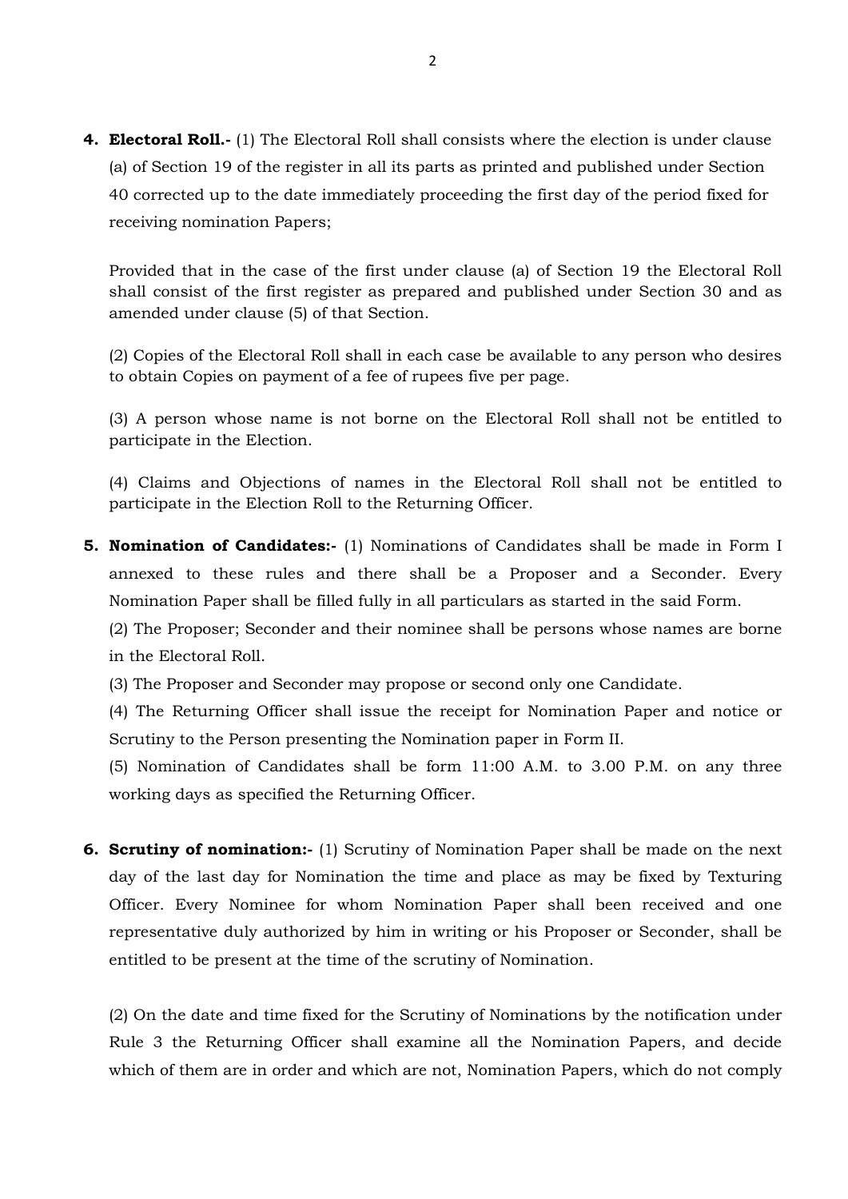4. **Electoral Roll.-** (1) The Electoral Roll shall consists where the election is under clause (a) of Section 19 of the register in all its parts as printed and published under Section 40 corrected up to the date immediately proceeding the first day of the period fixed for receiving nomination Papers;

   Provided that in the case of the first under clause (a) of Section 19 the Electoral Roll shall consist of the first register as prepared and published under Section 30 and as amended under clause (5) of that Section.

   (2) Copies of the Electoral Roll shall in each case be available to any person who desires to obtain Copies on payment of a fee of rupees five per page.

   (3) A person whose name is not borne on the Electoral Roll shall not be entitled to participate in the Election.

   (4) Claims and Objections of names in the Electoral Roll shall not be entitled to participate in the Election Roll to the Returning Officer.

5. **Nomination of Candidates:-** (1) Nominations of Candidates shall be made in Form I annexed to these rules and there shall be a Proposer and a Seconder. Every Nomination Paper shall be filled fully in all particulars as started in the said Form.

   (2) The Proposer; Seconder and their nominee shall be persons whose names are borne in the Electoral Roll.

   (3) The Proposer and Seconder may propose or second only one Candidate.

   (4) The Returning Officer shall issue the receipt for Nomination Paper and notice or Scrutiny to the Person presenting the Nomination paper in Form II.

   (5) Nomination of Candidates shall be form 11:00 A.M. to 3.00 P.M. on any three working days as specified the Returning Officer.

6. **Scrutiny of nomination:-** (1) Scrutiny of Nomination Paper shall be made on the next day of the last day for Nomination the time and place as may be fixed by Texturing Officer. Every Nominee for whom Nomination Paper shall been received and one representative duly authorized by him in writing or his Proposer or Seconder, shall be entitled to be present at the time of the scrutiny of Nomination.

   (2) On the date and time fixed for the Scrutiny of Nominations by the notification under Rule 3 the Returning Officer shall examine all the Nomination Papers, and decide which of them are in order and which are not, Nomination Papers, which do not comply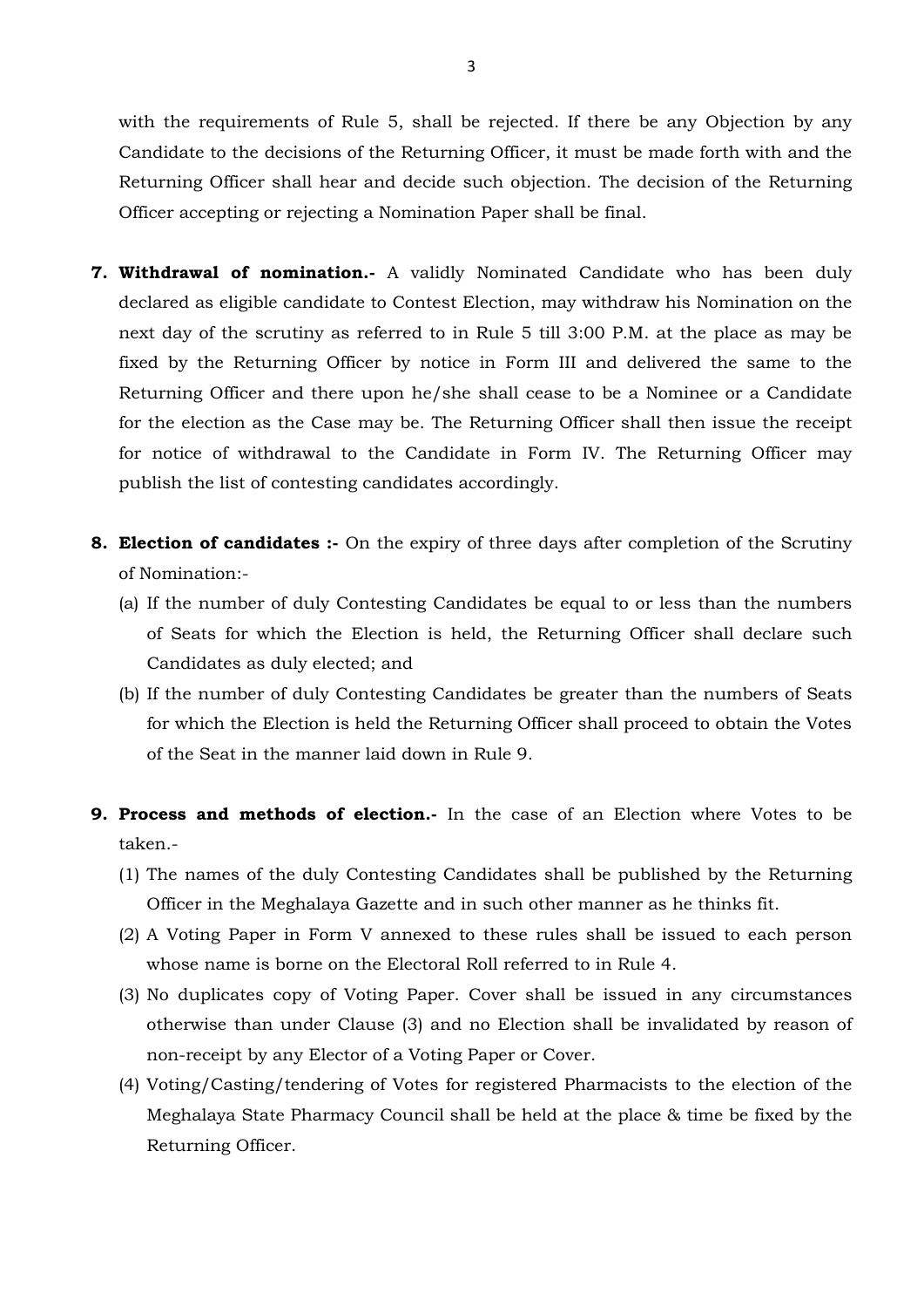with the requirements of Rule 5, shall be rejected. If there be any Objection by any Candidate to the decisions of the Returning Officer, it must be made forth with and the Returning Officer shall hear and decide such objection. The decision of the Returning Officer accepting or rejecting a Nomination Paper shall be final.

7. **Withdrawal of nomination.-** A validly Nominated Candidate who has been duly declared as eligible candidate to Contest Election, may withdraw his Nomination on the next day of the scrutiny as referred to in Rule 5 till 3:00 P.M. at the place as may be fixed by the Returning Officer by notice in Form III and delivered the same to the Returning Officer and there upon he/she shall cease to be a Nominee or a Candidate for the election as the Case may be. The Returning Officer shall then issue the receipt for notice of withdrawal to the Candidate in Form IV. The Returning Officer may publish the list of contesting candidates accordingly.

8. **Election of candidates :-** On the expiry of three days after completion of the Scrutiny of Nomination:-
   (a) If the number of duly Contesting Candidates be equal to or less than the numbers of Seats for which the Election is held, the Returning Officer shall declare such Candidates as duly elected; and
   (b) If the number of duly Contesting Candidates be greater than the numbers of Seats for which the Election is held the Returning Officer shall proceed to obtain the Votes of the Seat in the manner laid down in Rule 9.

9. **Process and methods of election.-** In the case of an Election where Votes to be taken.-
   (1) The names of the duly Contesting Candidates shall be published by the Returning Officer in the Meghalaya Gazette and in such other manner as he thinks fit.
   (2) A Voting Paper in Form V annexed to these rules shall be issued to each person whose name is borne on the Electoral Roll referred to in Rule 4.
   (3) No duplicates copy of Voting Paper. Cover shall be issued in any circumstances otherwise than under Clause (3) and no Election shall be invalidated by reason of non-receipt by any Elector of a Voting Paper or Cover.
   (4) Voting/Casting/tendering of Votes for registered Pharmacists to the election of the Meghalaya State Pharmacy Council shall be held at the place & time be fixed by the Returning Officer.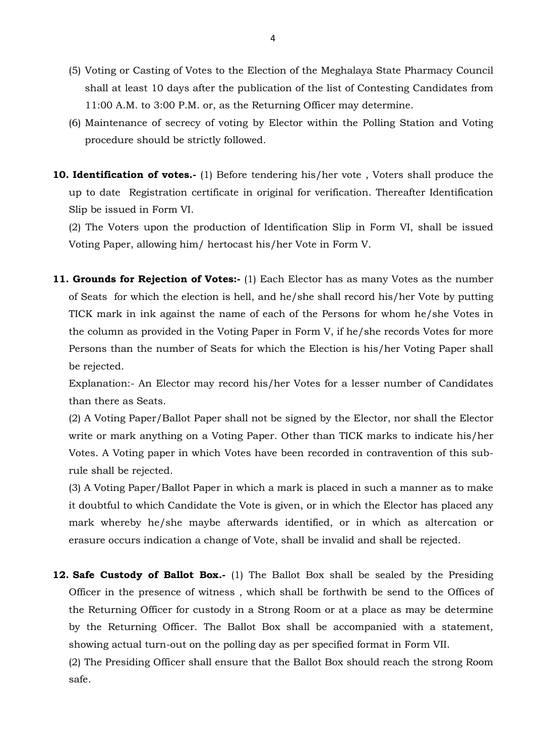(5) Voting or Casting of Votes to the Election of the Meghalaya State Pharmacy Council shall at least 10 days after the publication of the list of Contesting Candidates from 11:00 A.M. to 3:00 P.M. or, as the Returning Officer may determine.

(6) Maintenance of secrecy of voting by Elector within the Polling Station and Voting procedure should be strictly followed.

**10. Identification of votes.-** (1) Before tendering his/her vote , Voters shall produce the up to date Registration certificate in original for verification. Thereafter Identification Slip be issued in Form VI.

(2) The Voters upon the production of Identification Slip in Form VI, shall be issued Voting Paper, allowing him/ hertocast his/her Vote in Form V.

**11. Grounds for Rejection of Votes:-** (1) Each Elector has as many Votes as the number of Seats for which the election is hell, and he/she shall record his/her Vote by putting TICK mark in ink against the name of each of the Persons for whom he/she Votes in the column as provided in the Voting Paper in Form V, if he/she records Votes for more Persons than the number of Seats for which the Election is his/her Voting Paper shall be rejected.

Explanation:- An Elector may record his/her Votes for a lesser number of Candidates than there as Seats.

(2) A Voting Paper/Ballot Paper shall not be signed by the Elector, nor shall the Elector write or mark anything on a Voting Paper. Other than TICK marks to indicate his/her Votes. A Voting paper in which Votes have been recorded in contravention of this sub-rule shall be rejected.

(3) A Voting Paper/Ballot Paper in which a mark is placed in such a manner as to make it doubtful to which Candidate the Vote is given, or in which the Elector has placed any mark whereby he/she maybe afterwards identified, or in which as altercation or erasure occurs indication a change of Vote, shall be invalid and shall be rejected.

**12. Safe Custody of Ballot Box.-** (1) The Ballot Box shall be sealed by the Presiding Officer in the presence of witness , which shall be forthwith be send to the Offices of the Returning Officer for custody in a Strong Room or at a place as may be determine by the Returning Officer. The Ballot Box shall be accompanied with a statement, showing actual turn-out on the polling day as per specified format in Form VII.

(2) The Presiding Officer shall ensure that the Ballot Box should reach the strong Room safe.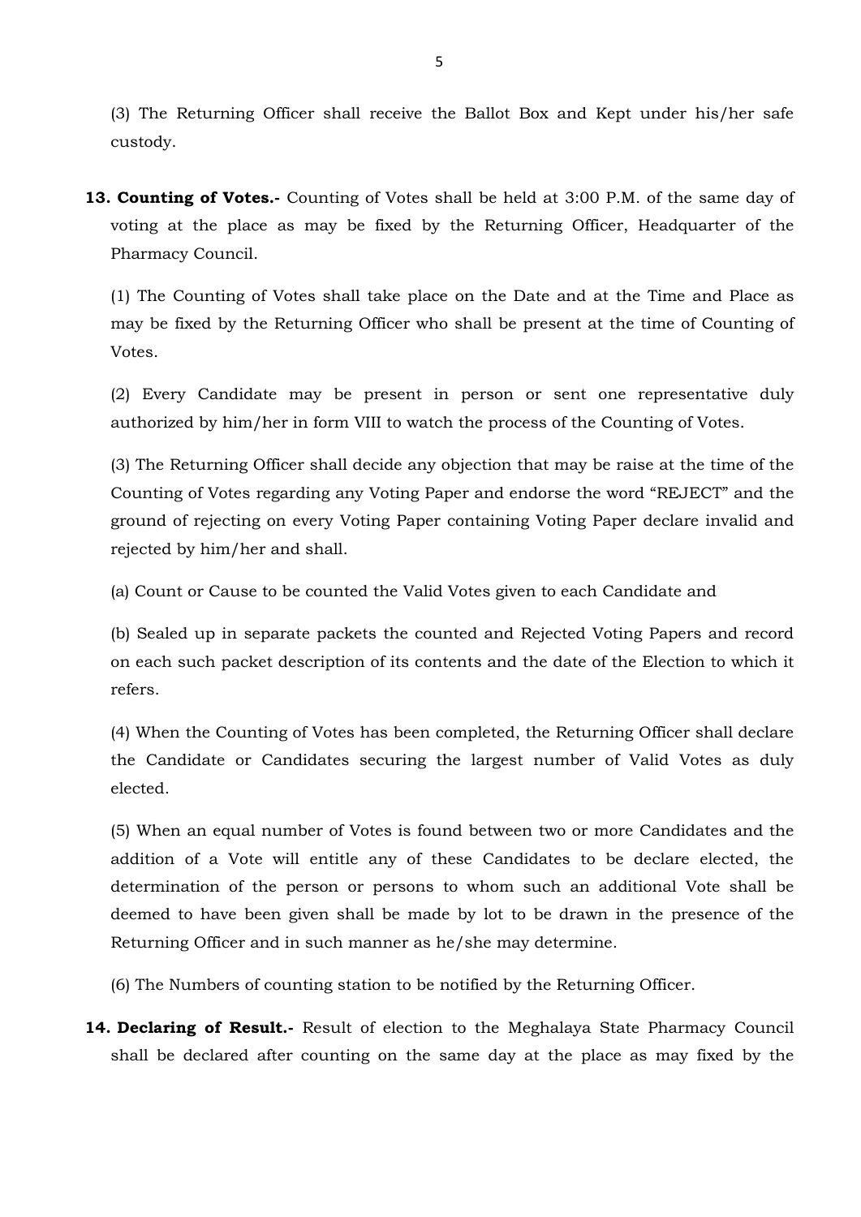(3) The Returning Officer shall receive the Ballot Box and Kept under his/her safe custody.

**13. Counting of Votes.-** Counting of Votes shall be held at 3:00 P.M. of the same day of voting at the place as may be fixed by the Returning Officer, Headquarter of the Pharmacy Council.

(1) The Counting of Votes shall take place on the Date and at the Time and Place as may be fixed by the Returning Officer who shall be present at the time of Counting of Votes.

(2) Every Candidate may be present in person or sent one representative duly authorized by him/her in form VIII to watch the process of the Counting of Votes.

(3) The Returning Officer shall decide any objection that may be raise at the time of the Counting of Votes regarding any Voting Paper and endorse the word "REJECT" and the ground of rejecting on every Voting Paper containing Voting Paper declare invalid and rejected by him/her and shall.

(a) Count or Cause to be counted the Valid Votes given to each Candidate and

(b) Sealed up in separate packets the counted and Rejected Voting Papers and record on each such packet description of its contents and the date of the Election to which it refers.

(4) When the Counting of Votes has been completed, the Returning Officer shall declare the Candidate or Candidates securing the largest number of Valid Votes as duly elected.

(5) When an equal number of Votes is found between two or more Candidates and the addition of a Vote will entitle any of these Candidates to be declare elected, the determination of the person or persons to whom such an additional Vote shall be deemed to have been given shall be made by lot to be drawn in the presence of the Returning Officer and in such manner as he/she may determine.

(6) The Numbers of counting station to be notified by the Returning Officer.

**14. Declaring of Result.-** Result of election to the Meghalaya State Pharmacy Council shall be declared after counting on the same day at the place as may fixed by the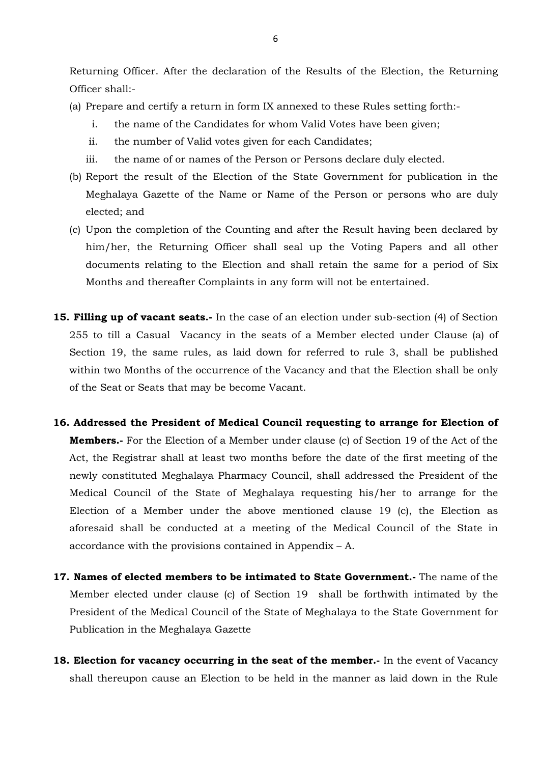Returning Officer. After the declaration of the Results of the Election, the Returning Officer shall:-

(a) Prepare and certify a return in form IX annexed to these Rules setting forth:-

  i. the name of the Candidates for whom Valid Votes have been given;

  ii. the number of Valid votes given for each Candidates;

  iii. the name of or names of the Person or Persons declare duly elected.

(b) Report the result of the Election of the State Government for publication in the Meghalaya Gazette of the Name or Name of the Person or persons who are duly elected; and

(c) Upon the completion of the Counting and after the Result having been declared by him/her, the Returning Officer shall seal up the Voting Papers and all other documents relating to the Election and shall retain the same for a period of Six Months and thereafter Complaints in any form will not be entertained.

**15. Filling up of vacant seats.-** In the case of an election under sub-section (4) of Section 255 to till a Casual Vacancy in the seats of a Member elected under Clause (a) of Section 19, the same rules, as laid down for referred to rule 3, shall be published within two Months of the occurrence of the Vacancy and that the Election shall be only of the Seat or Seats that may be become Vacant.

**16. Addressed the President of Medical Council requesting to arrange for Election of Members.-** For the Election of a Member under clause (c) of Section 19 of the Act of the Act, the Registrar shall at least two months before the date of the first meeting of the newly constituted Meghalaya Pharmacy Council, shall addressed the President of the Medical Council of the State of Meghalaya requesting his/her to arrange for the Election of a Member under the above mentioned clause 19 (c), the Election as aforesaid shall be conducted at a meeting of the Medical Council of the State in accordance with the provisions contained in Appendix – A.

**17. Names of elected members to be intimated to State Government.-** The name of the Member elected under clause (c) of Section 19 shall be forthwith intimated by the President of the Medical Council of the State of Meghalaya to the State Government for Publication in the Meghalaya Gazette

**18. Election for vacancy occurring in the seat of the member.-** In the event of Vacancy shall thereupon cause an Election to be held in the manner as laid down in the Rule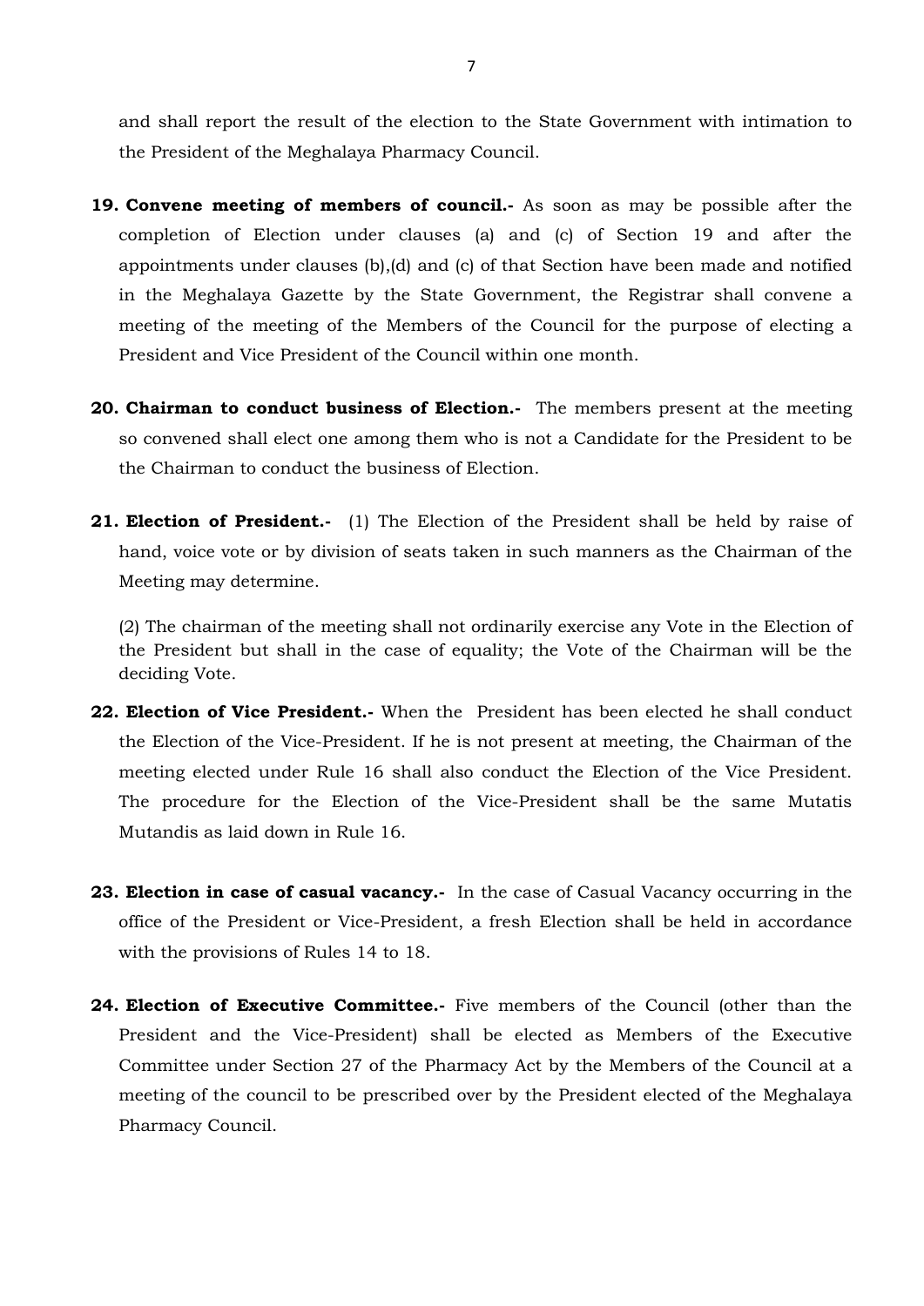and shall report the result of the election to the State Government with intimation to the President of the Meghalaya Pharmacy Council.

**19. Convene meeting of members of council.-** As soon as may be possible after the completion of Election under clauses (a) and (c) of Section 19 and after the appointments under clauses (b),(d) and (c) of that Section have been made and notified in the Meghalaya Gazette by the State Government, the Registrar shall convene a meeting of the meeting of the Members of the Council for the purpose of electing a President and Vice President of the Council within one month.

**20. Chairman to conduct business of Election.-** The members present at the meeting so convened shall elect one among them who is not a Candidate for the President to be the Chairman to conduct the business of Election.

**21. Election of President.-** (1) The Election of the President shall be held by raise of hand, voice vote or by division of seats taken in such manners as the Chairman of the Meeting may determine.

(2) The chairman of the meeting shall not ordinarily exercise any Vote in the Election of the President but shall in the case of equality; the Vote of the Chairman will be the deciding Vote.

**22. Election of Vice President.-** When the President has been elected he shall conduct the Election of the Vice-President. If he is not present at meeting, the Chairman of the meeting elected under Rule 16 shall also conduct the Election of the Vice President. The procedure for the Election of the Vice-President shall be the same Mutatis Mutandis as laid down in Rule 16.

**23. Election in case of casual vacancy.-** In the case of Casual Vacancy occurring in the office of the President or Vice-President, a fresh Election shall be held in accordance with the provisions of Rules 14 to 18.

**24. Election of Executive Committee.-** Five members of the Council (other than the President and the Vice-President) shall be elected as Members of the Executive Committee under Section 27 of the Pharmacy Act by the Members of the Council at a meeting of the council to be prescribed over by the President elected of the Meghalaya Pharmacy Council.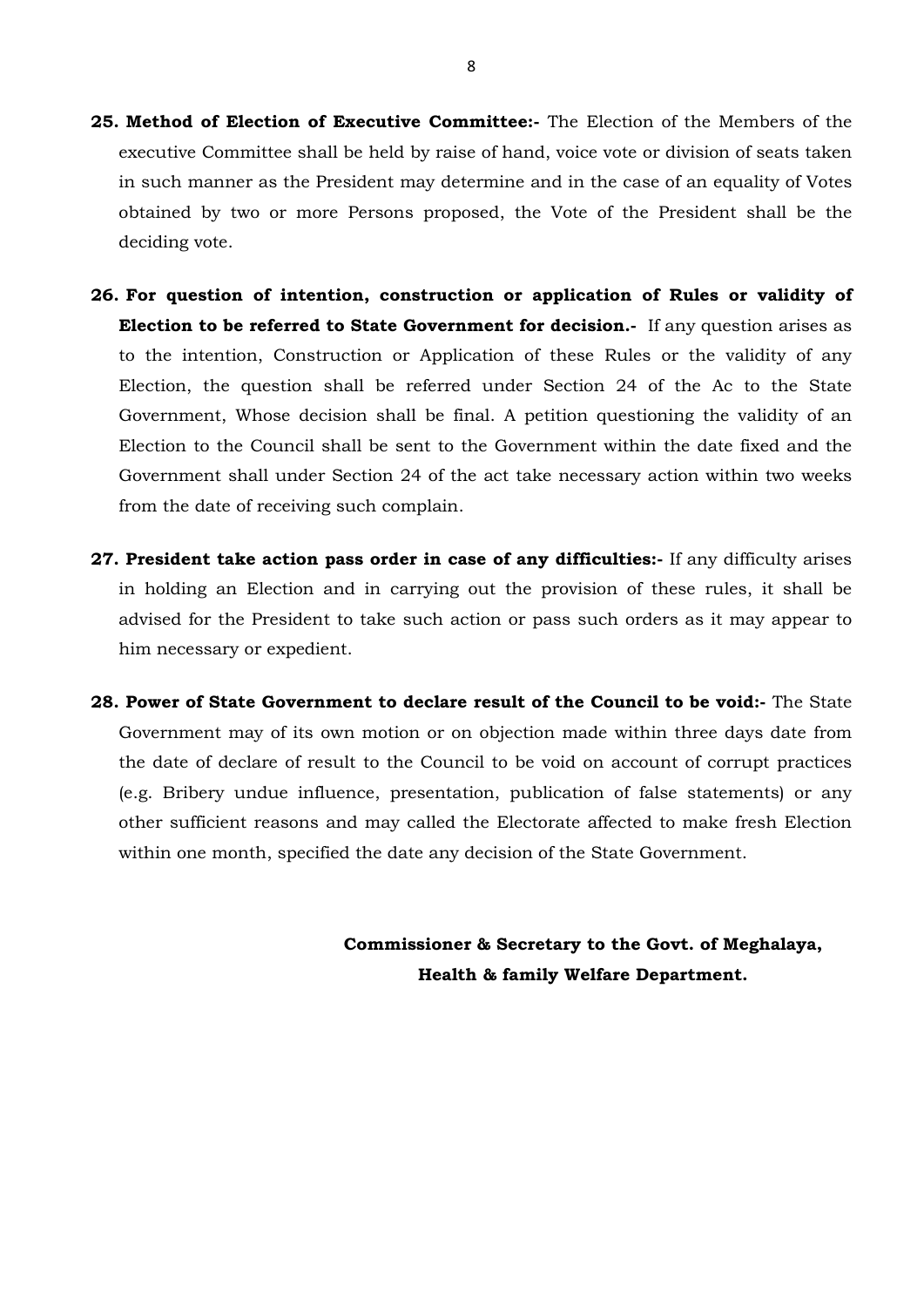**25. Method of Election of Executive Committee:-** The Election of the Members of the executive Committee shall be held by raise of hand, voice vote or division of seats taken in such manner as the President may determine and in the case of an equality of Votes obtained by two or more Persons proposed, the Vote of the President shall be the deciding vote.

**26. For question of intention, construction or application of Rules or validity of Election to be referred to State Government for decision.-** If any question arises as to the intention, Construction or Application of these Rules or the validity of any Election, the question shall be referred under Section 24 of the Ac to the State Government, Whose decision shall be final. A petition questioning the validity of an Election to the Council shall be sent to the Government within the date fixed and the Government shall under Section 24 of the act take necessary action within two weeks from the date of receiving such complain.

**27. President take action pass order in case of any difficulties:-** If any difficulty arises in holding an Election and in carrying out the provision of these rules, it shall be advised for the President to take such action or pass such orders as it may appear to him necessary or expedient.

**28. Power of State Government to declare result of the Council to be void:-** The State Government may of its own motion or on objection made within three days date from the date of declare of result to the Council to be void on account of corrupt practices (e.g. Bribery undue influence, presentation, publication of false statements) or any other sufficient reasons and may called the Electorate affected to make fresh Election within one month, specified the date any decision of the State Government.

**Commissioner & Secretary to the Govt. of Meghalaya,**
**Health & family Welfare Department.**